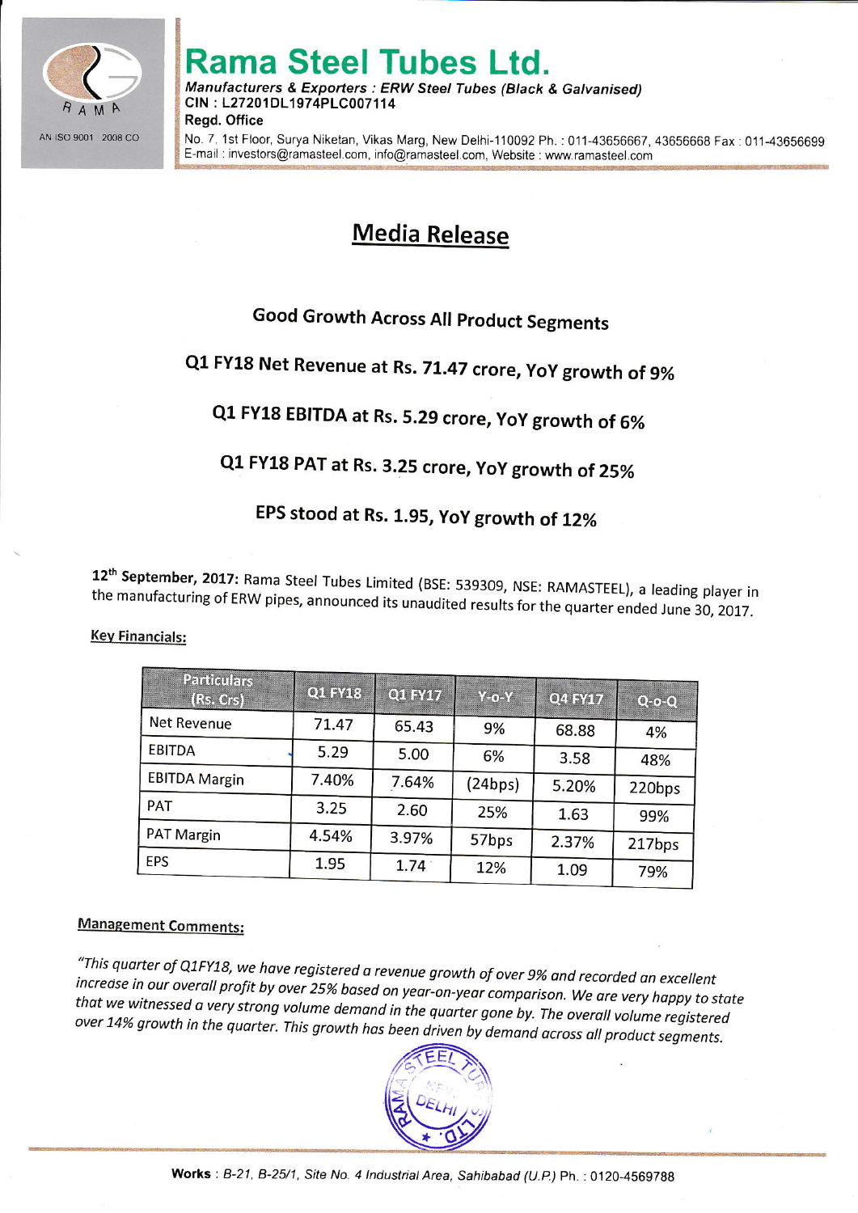# Rama Steel Tubes Ltd.

*Manufacturers & Exporters : ERW Steel Tubes (Black & Galvanised)*
CIN : L27201DL1974PLC007114
Regd. Office
No. 7, 1st Floor, Surya Niketan, Vikas Marg, New Delhi-110092 Ph. : 011-43656667, 43656668 Fax : 011-43656699
E-mail : investors@ramasteel.com, info@ramasteel.com, Website : www.ramasteel.com

## Media Release

### Good Growth Across All Product Segments

### Q1 FY18 Net Revenue at Rs. 71.47 crore, YoY growth of 9%

### Q1 FY18 EBITDA at Rs. 5.29 crore, YoY growth of 6%

### Q1 FY18 PAT at Rs. 3.25 crore, YoY growth of 25%

### EPS stood at Rs. 1.95, YoY growth of 12%

**12th September, 2017:** Rama Steel Tubes Limited (BSE: 539309, NSE: RAMASTEEL), a leading player in the manufacturing of ERW pipes, announced its unaudited results for the quarter ended June 30, 2017.

**Key Financials:**

| Particulars (Rs. Crs) | Q1 FY18 | Q1 FY17 | Y-o-Y | Q4 FY17 | Q-o-Q |
|---|---|---|---|---|---|
| Net Revenue | 71.47 | 65.43 | 9% | 68.88 | 4% |
| EBITDA | 5.29 | 5.00 | 6% | 3.58 | 48% |
| EBITDA Margin | 7.40% | 7.64% | (24bps) | 5.20% | 220bps |
| PAT | 3.25 | 2.60 | 25% | 1.63 | 99% |
| PAT Margin | 4.54% | 3.97% | 57bps | 2.37% | 217bps |
| EPS | 1.95 | 1.74 | 12% | 1.09 | 79% |

**Management Comments:**

*"This quarter of Q1FY18, we have registered a revenue growth of over 9% and recorded an excellent increase in our overall profit by over 25% based on year-on-year comparison. We are very happy to state that we witnessed a very strong volume demand in the quarter gone by. The overall volume registered over 14% growth in the quarter. This growth has been driven by demand across all product segments.*

**Works** : *B-21, B-25/1, Site No. 4 Industrial Area, Sahibabad (U.P.)* Ph. : 0120-4569788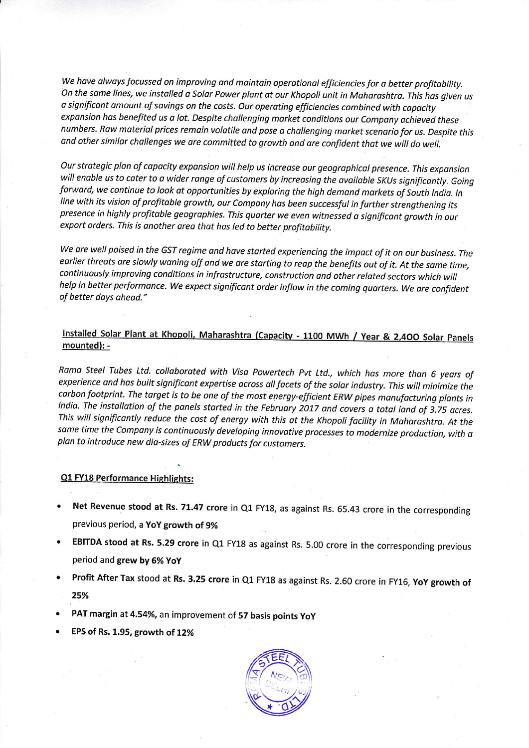*We have always focussed on improving and maintain operational efficiencies for a better profitability. On the same lines, we installed a Solar Power plant at our Khopoli unit in Maharashtra. This has given us a significant amount of savings on the costs. Our operating efficiencies combined with capacity expansion has benefited us a lot. Despite challenging market conditions our Company achieved these numbers. Raw material prices remain volatile and pose a challenging market scenario for us. Despite this and other similar challenges we are committed to growth and are confident that we will do well.*

*Our strategic plan of capacity expansion will help us increase our geographical presence. This expansion will enable us to cater to a wider range of customers by increasing the available SKUs significantly. Going forward, we continue to look at opportunities by exploring the high demand markets of South India. In line with its vision of profitable growth, our Company has been successful in further strengthening its presence in highly profitable geographies. This quarter we even witnessed a significant growth in our export orders. This is another area that has led to better profitability.*

*We are well poised in the GST regime and have started experiencing the impact of it on our business. The earlier threats are slowly waning off and we are starting to reap the benefits out of it. At the same time, continuously improving conditions in infrastructure, construction and other related sectors which will help in better performance. We expect significant order inflow in the coming quarters. We are confident of better days ahead."*

**Installed Solar Plant at Khopoli, Maharashtra (Capacity - 1100 MWh / Year & 2,400 Solar Panels mounted): -**

*Rama Steel Tubes Ltd. collaborated with Visa Powertech Pvt Ltd., which has more than 6 years of experience and has built significant expertise across all facets of the solar industry. This will minimize the carbon footprint. The target is to be one of the most energy-efficient ERW pipes manufacturing plants in India. The installation of the panels started in the February 2017 and covers a total land of 3.75 acres. This will significantly reduce the cost of energy with this at the Khopoli facility in Maharashtra. At the same time the Company is continuously developing innovative processes to modernize production, with a plan to introduce new dia-sizes of ERW products for customers.*

**Q1 FY18 Performance Highlights:**

- **Net Revenue stood at Rs. 71.47 crore** in Q1 FY18, as against Rs. 65.43 crore in the corresponding previous period, a **YoY growth of 9%**
- **EBITDA stood at Rs. 5.29 crore** in Q1 FY18 as against Rs. 5.00 crore in the corresponding previous period and **grew by 6% YoY**
- **Profit After Tax** stood at **Rs. 3.25 crore** in Q1 FY18 as against Rs. 2.60 crore in FY16, **YoY growth of 25%**
- **PAT margin at 4.54%,** an improvement of **57 basis points YoY**
- **EPS of Rs. 1.95, growth of 12%**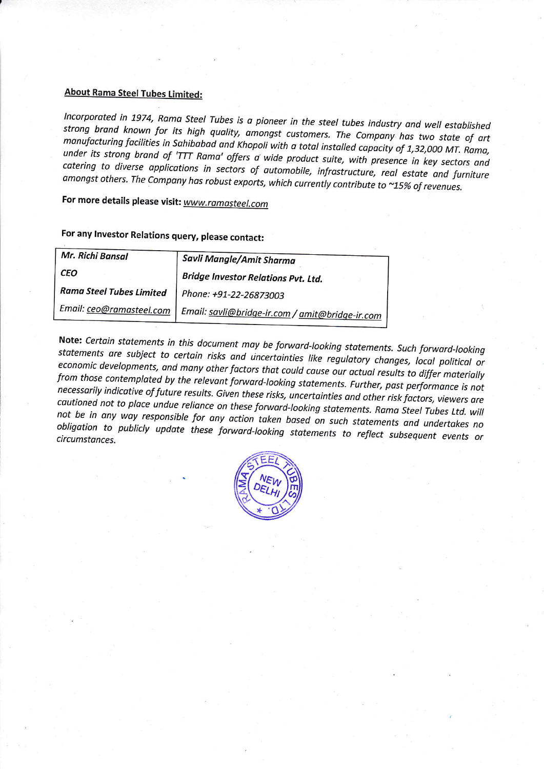**About Rama Steel Tubes Limited:**

*Incorporated in 1974, Rama Steel Tubes is a pioneer in the steel tubes industry and well established strong brand known for its high quality, amongst customers. The Company has two state of art manufacturing facilities in Sahibabad and Khopoli with a total installed capacity of 1,32,000 MT. Rama, under its strong brand of 'TTT Rama' offers a wide product suite, with presence in key sectors and catering to diverse applications in sectors of automobile, infrastructure, real estate and furniture amongst others. The Company has robust exports, which currently contribute to ~15% of revenues.*

**For more details please visit:** www.ramasteel.com

**For any Investor Relations query, please contact:**

| | |
|---|---|
| ***Mr. Richi Bansal*** | ***Savli Mangle/Amit Sharma*** |
| ***CEO*** | ***Bridge Investor Relations Pvt. Ltd.*** |
| ***Rama Steel Tubes Limited*** | *Phone: +91-22-26873003* |
| *Email: ceo@ramasteel.com* | *Email: savli@bridge-ir.com / amit@bridge-ir.com* |

**Note:** *Certain statements in this document may be forward-looking statements. Such forward-looking statements are subject to certain risks and uncertainties like regulatory changes, local political or economic developments, and many other factors that could cause our actual results to differ materially from those contemplated by the relevant forward-looking statements. Further, past performance is not necessarily indicative of future results. Given these risks, uncertainties and other risk factors, viewers are cautioned not to place undue reliance on these forward-looking statements. Rama Steel Tubes Ltd. will not be in any way responsible for any action taken based on such statements and undertakes no obligation to publicly update these forward-looking statements to reflect subsequent events or circumstances.*